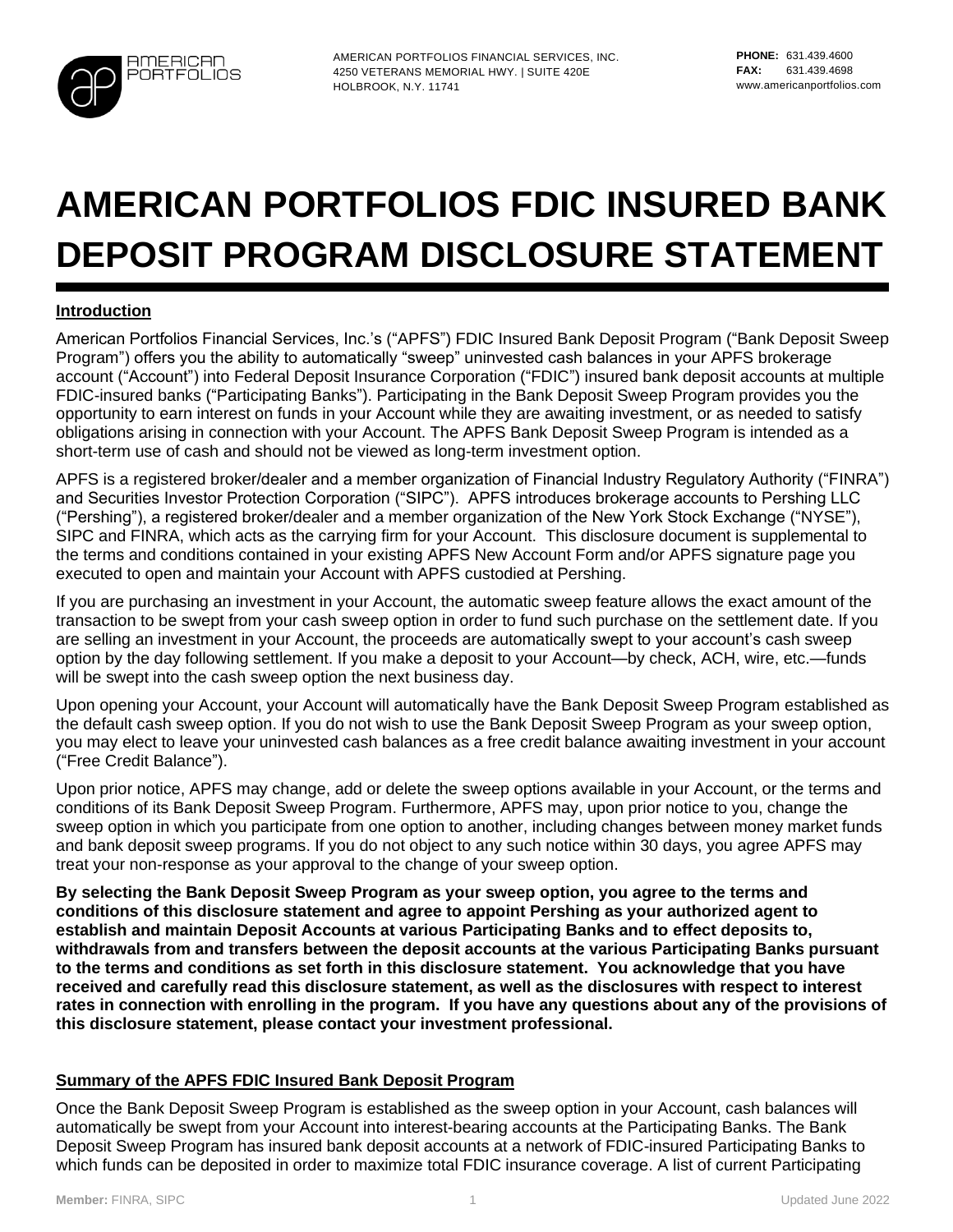AMERICAN PORTFOLIOS FINANCIAL SERVICES, INC.
4250 VETERANS MEMORIAL HWY. | SUITE 420E
HOLBROOK, N.Y. 11741

**PHONE:** 631.439.4600
**FAX:** 631.439.4698
www.americanportfolios.com

# AMERICAN PORTFOLIOS FDIC INSURED BANK DEPOSIT PROGRAM DISCLOSURE STATEMENT

## Introduction

American Portfolios Financial Services, Inc.'s ("APFS") FDIC Insured Bank Deposit Program ("Bank Deposit Sweep Program") offers you the ability to automatically "sweep" uninvested cash balances in your APFS brokerage account ("Account") into Federal Deposit Insurance Corporation ("FDIC") insured bank deposit accounts at multiple FDIC-insured banks ("Participating Banks"). Participating in the Bank Deposit Sweep Program provides you the opportunity to earn interest on funds in your Account while they are awaiting investment, or as needed to satisfy obligations arising in connection with your Account. The APFS Bank Deposit Sweep Program is intended as a short-term use of cash and should not be viewed as long-term investment option.

APFS is a registered broker/dealer and a member organization of Financial Industry Regulatory Authority ("FINRA") and Securities Investor Protection Corporation ("SIPC"). APFS introduces brokerage accounts to Pershing LLC ("Pershing"), a registered broker/dealer and a member organization of the New York Stock Exchange ("NYSE"), SIPC and FINRA, which acts as the carrying firm for your Account. This disclosure document is supplemental to the terms and conditions contained in your existing APFS New Account Form and/or APFS signature page you executed to open and maintain your Account with APFS custodied at Pershing.

If you are purchasing an investment in your Account, the automatic sweep feature allows the exact amount of the transaction to be swept from your cash sweep option in order to fund such purchase on the settlement date. If you are selling an investment in your Account, the proceeds are automatically swept to your account's cash sweep option by the day following settlement. If you make a deposit to your Account—by check, ACH, wire, etc.—funds will be swept into the cash sweep option the next business day.

Upon opening your Account, your Account will automatically have the Bank Deposit Sweep Program established as the default cash sweep option. If you do not wish to use the Bank Deposit Sweep Program as your sweep option, you may elect to leave your uninvested cash balances as a free credit balance awaiting investment in your account ("Free Credit Balance").

Upon prior notice, APFS may change, add or delete the sweep options available in your Account, or the terms and conditions of its Bank Deposit Sweep Program. Furthermore, APFS may, upon prior notice to you, change the sweep option in which you participate from one option to another, including changes between money market funds and bank deposit sweep programs. If you do not object to any such notice within 30 days, you agree APFS may treat your non-response as your approval to the change of your sweep option.

**By selecting the Bank Deposit Sweep Program as your sweep option, you agree to the terms and conditions of this disclosure statement and agree to appoint Pershing as your authorized agent to establish and maintain Deposit Accounts at various Participating Banks and to effect deposits to, withdrawals from and transfers between the deposit accounts at the various Participating Banks pursuant to the terms and conditions as set forth in this disclosure statement. You acknowledge that you have received and carefully read this disclosure statement, as well as the disclosures with respect to interest rates in connection with enrolling in the program. If you have any questions about any of the provisions of this disclosure statement, please contact your investment professional.**

## Summary of the APFS FDIC Insured Bank Deposit Program

Once the Bank Deposit Sweep Program is established as the sweep option in your Account, cash balances will automatically be swept from your Account into interest-bearing accounts at the Participating Banks. The Bank Deposit Sweep Program has insured bank deposit accounts at a network of FDIC-insured Participating Banks to which funds can be deposited in order to maximize total FDIC insurance coverage. A list of current Participating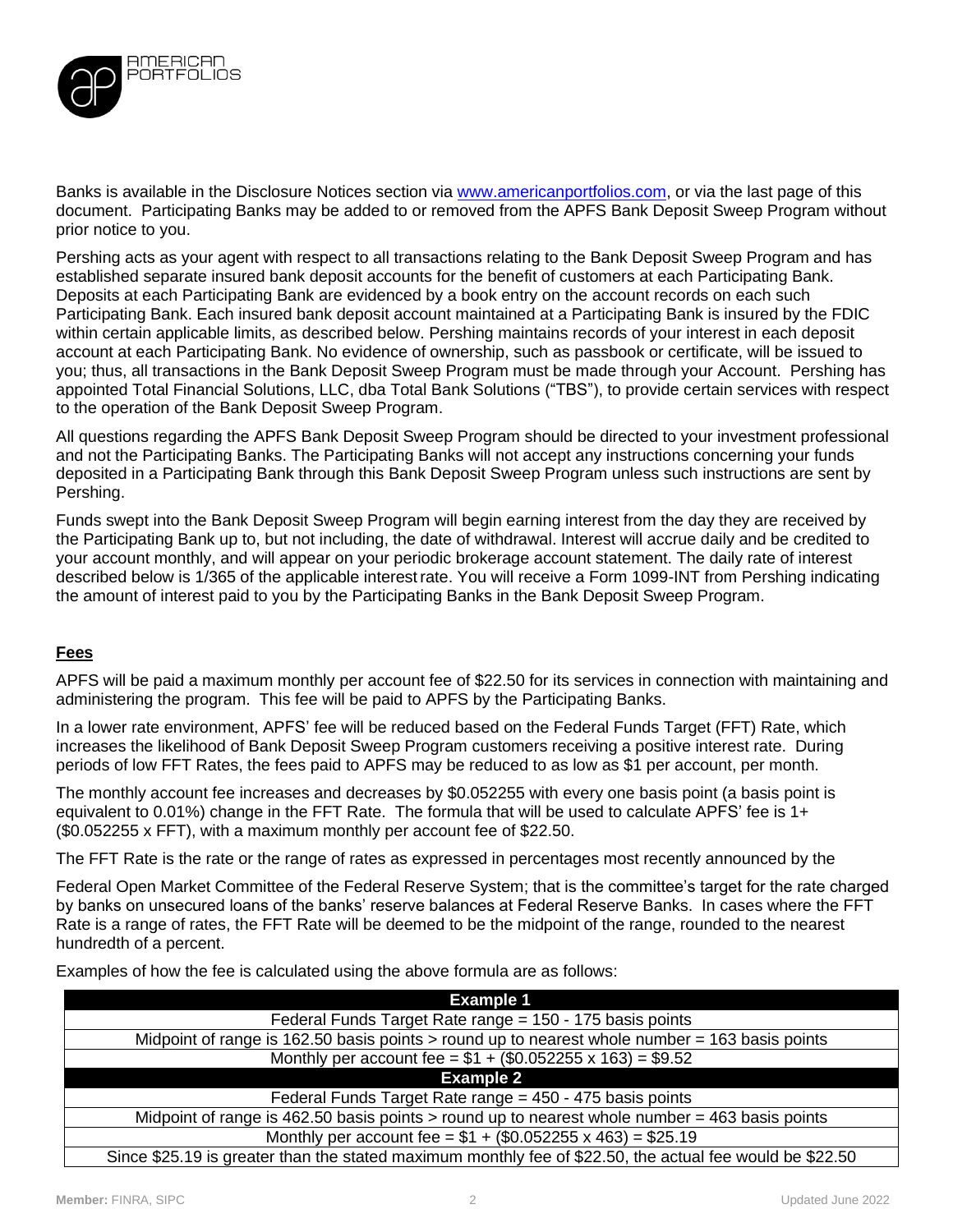Banks is available in the Disclosure Notices section via [www.americanportfolios.com](http://www.americanportfolios.com), or via the last page of this document. Participating Banks may be added to or removed from the APFS Bank Deposit Sweep Program without prior notice to you.

Pershing acts as your agent with respect to all transactions relating to the Bank Deposit Sweep Program and has established separate insured bank deposit accounts for the benefit of customers at each Participating Bank. Deposits at each Participating Bank are evidenced by a book entry on the account records on each such Participating Bank. Each insured bank deposit account maintained at a Participating Bank is insured by the FDIC within certain applicable limits, as described below. Pershing maintains records of your interest in each deposit account at each Participating Bank. No evidence of ownership, such as passbook or certificate, will be issued to you; thus, all transactions in the Bank Deposit Sweep Program must be made through your Account. Pershing has appointed Total Financial Solutions, LLC, dba Total Bank Solutions ("TBS"), to provide certain services with respect to the operation of the Bank Deposit Sweep Program.

All questions regarding the APFS Bank Deposit Sweep Program should be directed to your investment professional and not the Participating Banks. The Participating Banks will not accept any instructions concerning your funds deposited in a Participating Bank through this Bank Deposit Sweep Program unless such instructions are sent by Pershing.

Funds swept into the Bank Deposit Sweep Program will begin earning interest from the day they are received by the Participating Bank up to, but not including, the date of withdrawal. Interest will accrue daily and be credited to your account monthly, and will appear on your periodic brokerage account statement. The daily rate of interest described below is 1/365 of the applicable interest rate. You will receive a Form 1099-INT from Pershing indicating the amount of interest paid to you by the Participating Banks in the Bank Deposit Sweep Program.

## **Fees**

APFS will be paid a maximum monthly per account fee of $22.50 for its services in connection with maintaining and administering the program. This fee will be paid to APFS by the Participating Banks.

In a lower rate environment, APFS' fee will be reduced based on the Federal Funds Target (FFT) Rate, which increases the likelihood of Bank Deposit Sweep Program customers receiving a positive interest rate. During periods of low FFT Rates, the fees paid to APFS may be reduced to as low as $1 per account, per month.

The monthly account fee increases and decreases by $0.052255 with every one basis point (a basis point is equivalent to 0.01%) change in the FFT Rate. The formula that will be used to calculate APFS' fee is 1+ ($0.052255 x FFT), with a maximum monthly per account fee of $22.50.

The FFT Rate is the rate or the range of rates as expressed in percentages most recently announced by the Federal Open Market Committee of the Federal Reserve System; that is the committee's target for the rate charged by banks on unsecured loans of the banks' reserve balances at Federal Reserve Banks. In cases where the FFT Rate is a range of rates, the FFT Rate will be deemed to be the midpoint of the range, rounded to the nearest hundredth of a percent.

Examples of how the fee is calculated using the above formula are as follows:

| **Example 1** |
|---|
| Federal Funds Target Rate range = 150 - 175 basis points |
| Midpoint of range is 162.50 basis points > round up to nearest whole number = 163 basis points |
| Monthly per account fee = $1 + ($0.052255 x 163) = $9.52 |
| **Example 2** |
| Federal Funds Target Rate range = 450 - 475 basis points |
| Midpoint of range is 462.50 basis points > round up to nearest whole number = 463 basis points |
| Monthly per account fee = $1 + ($0.052255 x 463) = $25.19 |
| Since $25.19 is greater than the stated maximum monthly fee of $22.50, the actual fee would be $22.50 |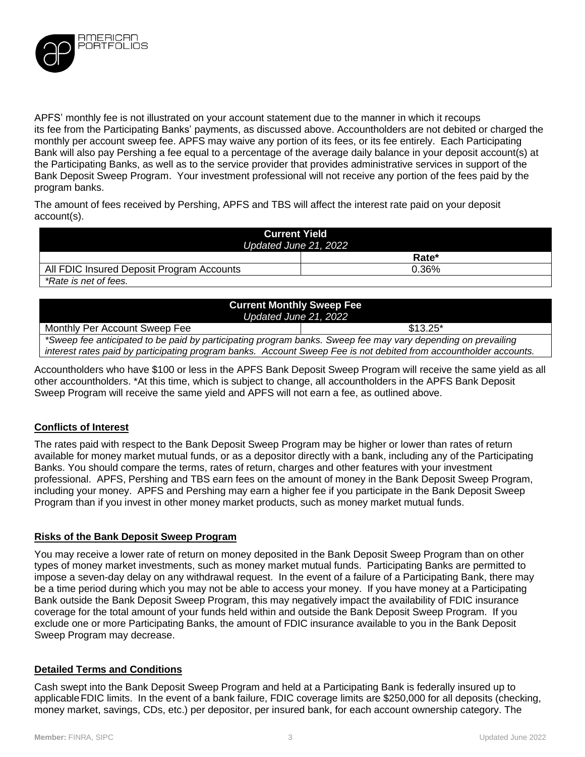APFS' monthly fee is not illustrated on your account statement due to the manner in which it recoups its fee from the Participating Banks' payments, as discussed above. Accountholders are not debited or charged the monthly per account sweep fee. APFS may waive any portion of its fees, or its fee entirely. Each Participating Bank will also pay Pershing a fee equal to a percentage of the average daily balance in your deposit account(s) at the Participating Banks, as well as to the service provider that provides administrative services in support of the Bank Deposit Sweep Program. Your investment professional will not receive any portion of the fees paid by the program banks.

The amount of fees received by Pershing, APFS and TBS will affect the interest rate paid on your deposit account(s).

| **Current Yield** *Updated June 21, 2022* | |
|---|---|
| | **Rate*** |
| All FDIC Insured Deposit Program Accounts | 0.36% |
| *\*Rate is net of fees.* | |

| **Current Monthly Sweep Fee** *Updated June 21, 2022* | |
|---|---|
| Monthly Per Account Sweep Fee | $13.25* |
| *\*Sweep fee anticipated to be paid by participating program banks. Sweep fee may vary depending on prevailing interest rates paid by participating program banks. Account Sweep Fee is not debited from accountholder accounts.* | |

Accountholders who have $100 or less in the APFS Bank Deposit Sweep Program will receive the same yield as all other accountholders. *At this time, which is subject to change, all accountholders in the APFS Bank Deposit Sweep Program will receive the same yield and APFS will not earn a fee, as outlined above.

**Conflicts of Interest**

The rates paid with respect to the Bank Deposit Sweep Program may be higher or lower than rates of return available for money market mutual funds, or as a depositor directly with a bank, including any of the Participating Banks. You should compare the terms, rates of return, charges and other features with your investment professional. APFS, Pershing and TBS earn fees on the amount of money in the Bank Deposit Sweep Program, including your money. APFS and Pershing may earn a higher fee if you participate in the Bank Deposit Sweep Program than if you invest in other money market products, such as money market mutual funds.

**Risks of the Bank Deposit Sweep Program**

You may receive a lower rate of return on money deposited in the Bank Deposit Sweep Program than on other types of money market investments, such as money market mutual funds. Participating Banks are permitted to impose a seven-day delay on any withdrawal request. In the event of a failure of a Participating Bank, there may be a time period during which you may not be able to access your money. If you have money at a Participating Bank outside the Bank Deposit Sweep Program, this may negatively impact the availability of FDIC insurance coverage for the total amount of your funds held within and outside the Bank Deposit Sweep Program. If you exclude one or more Participating Banks, the amount of FDIC insurance available to you in the Bank Deposit Sweep Program may decrease.

**Detailed Terms and Conditions**

Cash swept into the Bank Deposit Sweep Program and held at a Participating Bank is federally insured up to applicable FDIC limits. In the event of a bank failure, FDIC coverage limits are $250,000 for all deposits (checking, money market, savings, CDs, etc.) per depositor, per insured bank, for each account ownership category. The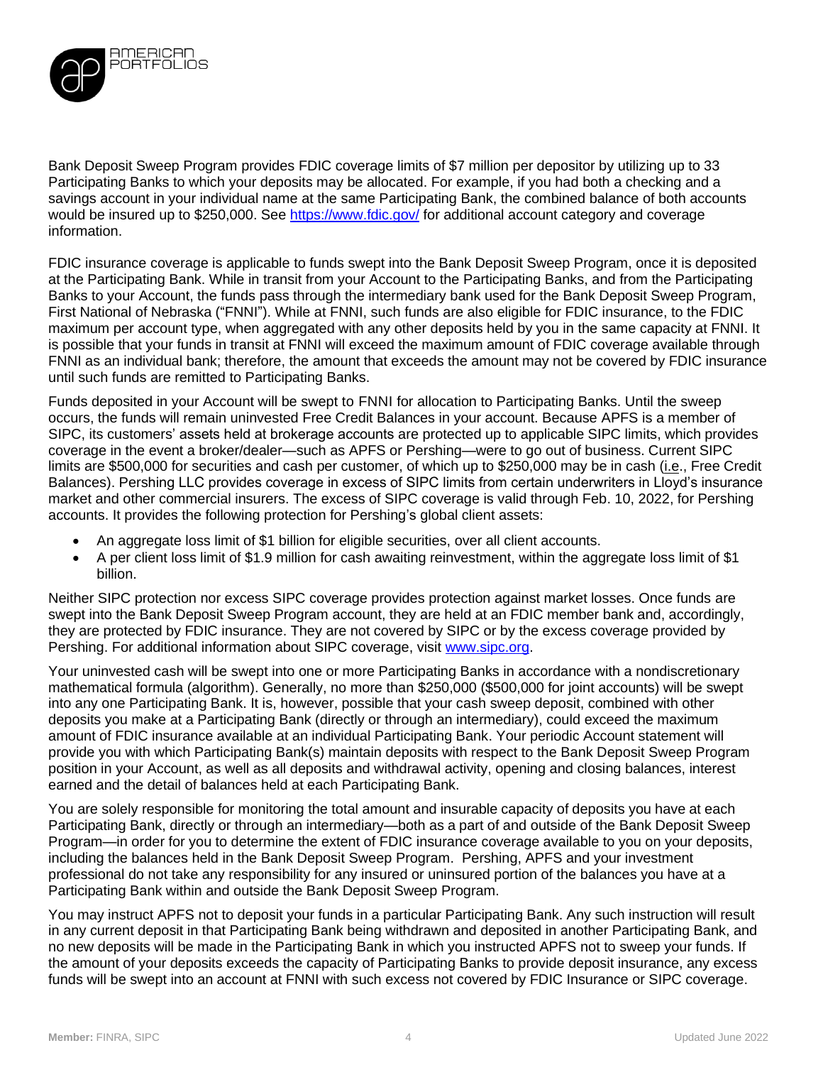Bank Deposit Sweep Program provides FDIC coverage limits of $7 million per depositor by utilizing up to 33 Participating Banks to which your deposits may be allocated. For example, if you had both a checking and a savings account in your individual name at the same Participating Bank, the combined balance of both accounts would be insured up to $250,000. See https://www.fdic.gov/ for additional account category and coverage information.

FDIC insurance coverage is applicable to funds swept into the Bank Deposit Sweep Program, once it is deposited at the Participating Bank. While in transit from your Account to the Participating Banks, and from the Participating Banks to your Account, the funds pass through the intermediary bank used for the Bank Deposit Sweep Program, First National of Nebraska ("FNNI"). While at FNNI, such funds are also eligible for FDIC insurance, to the FDIC maximum per account type, when aggregated with any other deposits held by you in the same capacity at FNNI. It is possible that your funds in transit at FNNI will exceed the maximum amount of FDIC coverage available through FNNI as an individual bank; therefore, the amount that exceeds the amount may not be covered by FDIC insurance until such funds are remitted to Participating Banks.

Funds deposited in your Account will be swept to FNNI for allocation to Participating Banks. Until the sweep occurs, the funds will remain uninvested Free Credit Balances in your account. Because APFS is a member of SIPC, its customers' assets held at brokerage accounts are protected up to applicable SIPC limits, which provides coverage in the event a broker/dealer—such as APFS or Pershing—were to go out of business. Current SIPC limits are $500,000 for securities and cash per customer, of which up to $250,000 may be in cash (i.e., Free Credit Balances). Pershing LLC provides coverage in excess of SIPC limits from certain underwriters in Lloyd's insurance market and other commercial insurers. The excess of SIPC coverage is valid through Feb. 10, 2022, for Pershing accounts. It provides the following protection for Pershing's global client assets:

- An aggregate loss limit of $1 billion for eligible securities, over all client accounts.
- A per client loss limit of $1.9 million for cash awaiting reinvestment, within the aggregate loss limit of $1 billion.

Neither SIPC protection nor excess SIPC coverage provides protection against market losses. Once funds are swept into the Bank Deposit Sweep Program account, they are held at an FDIC member bank and, accordingly, they are protected by FDIC insurance. They are not covered by SIPC or by the excess coverage provided by Pershing. For additional information about SIPC coverage, visit www.sipc.org.

Your uninvested cash will be swept into one or more Participating Banks in accordance with a nondiscretionary mathematical formula (algorithm). Generally, no more than $250,000 ($500,000 for joint accounts) will be swept into any one Participating Bank. It is, however, possible that your cash sweep deposit, combined with other deposits you make at a Participating Bank (directly or through an intermediary), could exceed the maximum amount of FDIC insurance available at an individual Participating Bank. Your periodic Account statement will provide you with which Participating Bank(s) maintain deposits with respect to the Bank Deposit Sweep Program position in your Account, as well as all deposits and withdrawal activity, opening and closing balances, interest earned and the detail of balances held at each Participating Bank.

You are solely responsible for monitoring the total amount and insurable capacity of deposits you have at each Participating Bank, directly or through an intermediary—both as a part of and outside of the Bank Deposit Sweep Program—in order for you to determine the extent of FDIC insurance coverage available to you on your deposits, including the balances held in the Bank Deposit Sweep Program. Pershing, APFS and your investment professional do not take any responsibility for any insured or uninsured portion of the balances you have at a Participating Bank within and outside the Bank Deposit Sweep Program.

You may instruct APFS not to deposit your funds in a particular Participating Bank. Any such instruction will result in any current deposit in that Participating Bank being withdrawn and deposited in another Participating Bank, and no new deposits will be made in the Participating Bank in which you instructed APFS not to sweep your funds. If the amount of your deposits exceeds the capacity of Participating Banks to provide deposit insurance, any excess funds will be swept into an account at FNNI with such excess not covered by FDIC Insurance or SIPC coverage.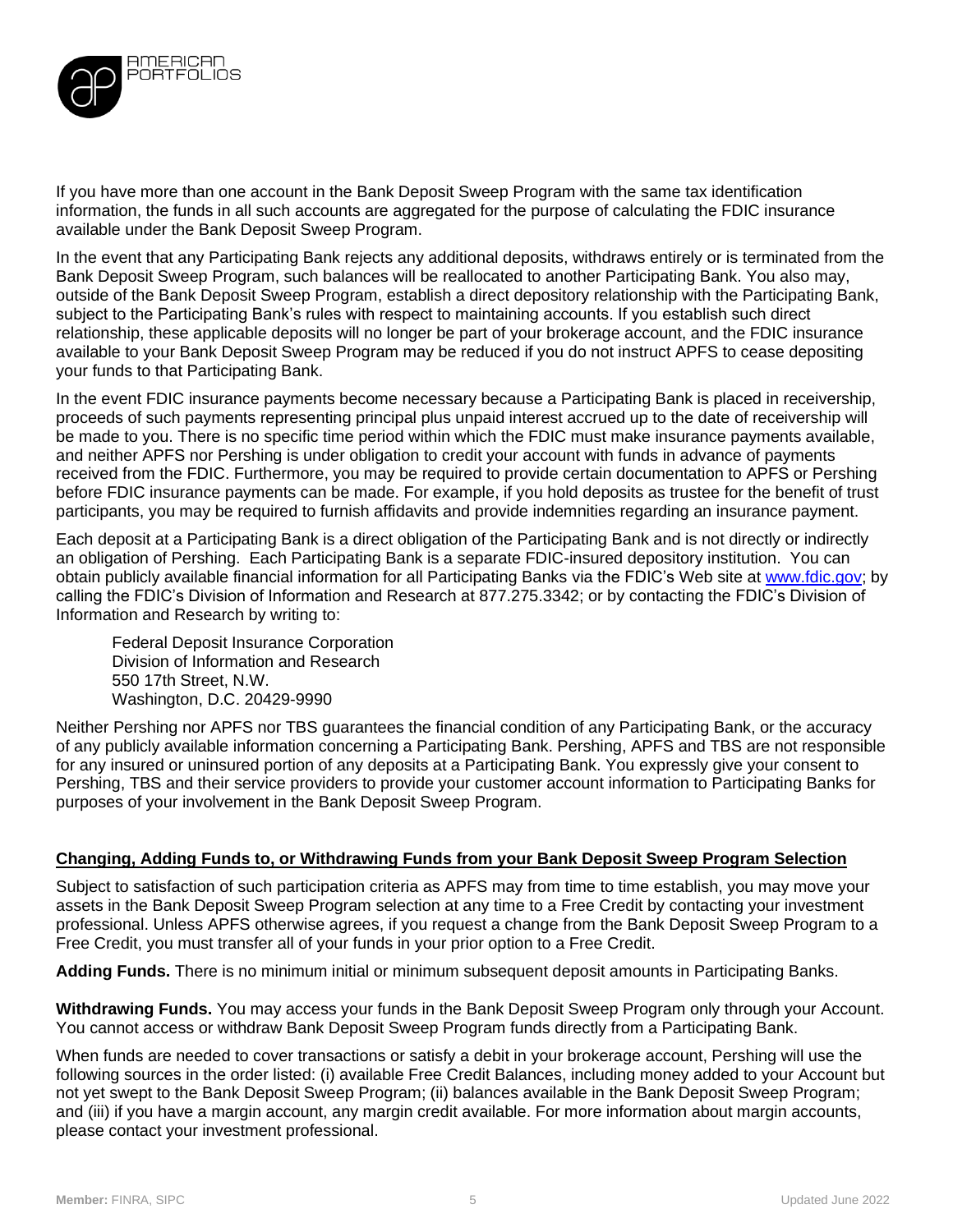If you have more than one account in the Bank Deposit Sweep Program with the same tax identification information, the funds in all such accounts are aggregated for the purpose of calculating the FDIC insurance available under the Bank Deposit Sweep Program.

In the event that any Participating Bank rejects any additional deposits, withdraws entirely or is terminated from the Bank Deposit Sweep Program, such balances will be reallocated to another Participating Bank. You also may, outside of the Bank Deposit Sweep Program, establish a direct depository relationship with the Participating Bank, subject to the Participating Bank's rules with respect to maintaining accounts. If you establish such direct relationship, these applicable deposits will no longer be part of your brokerage account, and the FDIC insurance available to your Bank Deposit Sweep Program may be reduced if you do not instruct APFS to cease depositing your funds to that Participating Bank.

In the event FDIC insurance payments become necessary because a Participating Bank is placed in receivership, proceeds of such payments representing principal plus unpaid interest accrued up to the date of receivership will be made to you. There is no specific time period within which the FDIC must make insurance payments available, and neither APFS nor Pershing is under obligation to credit your account with funds in advance of payments received from the FDIC. Furthermore, you may be required to provide certain documentation to APFS or Pershing before FDIC insurance payments can be made. For example, if you hold deposits as trustee for the benefit of trust participants, you may be required to furnish affidavits and provide indemnities regarding an insurance payment.

Each deposit at a Participating Bank is a direct obligation of the Participating Bank and is not directly or indirectly an obligation of Pershing. Each Participating Bank is a separate FDIC-insured depository institution. You can obtain publicly available financial information for all Participating Banks via the FDIC's Web site at [www.fdic.gov](http://www.fdic.gov); by calling the FDIC's Division of Information and Research at 877.275.3342; or by contacting the FDIC's Division of Information and Research by writing to:

> Federal Deposit Insurance Corporation
> Division of Information and Research
> 550 17th Street, N.W.
> Washington, D.C. 20429-9990

Neither Pershing nor APFS nor TBS guarantees the financial condition of any Participating Bank, or the accuracy of any publicly available information concerning a Participating Bank. Pershing, APFS and TBS are not responsible for any insured or uninsured portion of any deposits at a Participating Bank. You expressly give your consent to Pershing, TBS and their service providers to provide your customer account information to Participating Banks for purposes of your involvement in the Bank Deposit Sweep Program.

## Changing, Adding Funds to, or Withdrawing Funds from your Bank Deposit Sweep Program Selection

Subject to satisfaction of such participation criteria as APFS may from time to time establish, you may move your assets in the Bank Deposit Sweep Program selection at any time to a Free Credit by contacting your investment professional. Unless APFS otherwise agrees, if you request a change from the Bank Deposit Sweep Program to a Free Credit, you must transfer all of your funds in your prior option to a Free Credit.

**Adding Funds.** There is no minimum initial or minimum subsequent deposit amounts in Participating Banks.

**Withdrawing Funds.** You may access your funds in the Bank Deposit Sweep Program only through your Account. You cannot access or withdraw Bank Deposit Sweep Program funds directly from a Participating Bank.

When funds are needed to cover transactions or satisfy a debit in your brokerage account, Pershing will use the following sources in the order listed: (i) available Free Credit Balances, including money added to your Account but not yet swept to the Bank Deposit Sweep Program; (ii) balances available in the Bank Deposit Sweep Program; and (iii) if you have a margin account, any margin credit available. For more information about margin accounts, please contact your investment professional.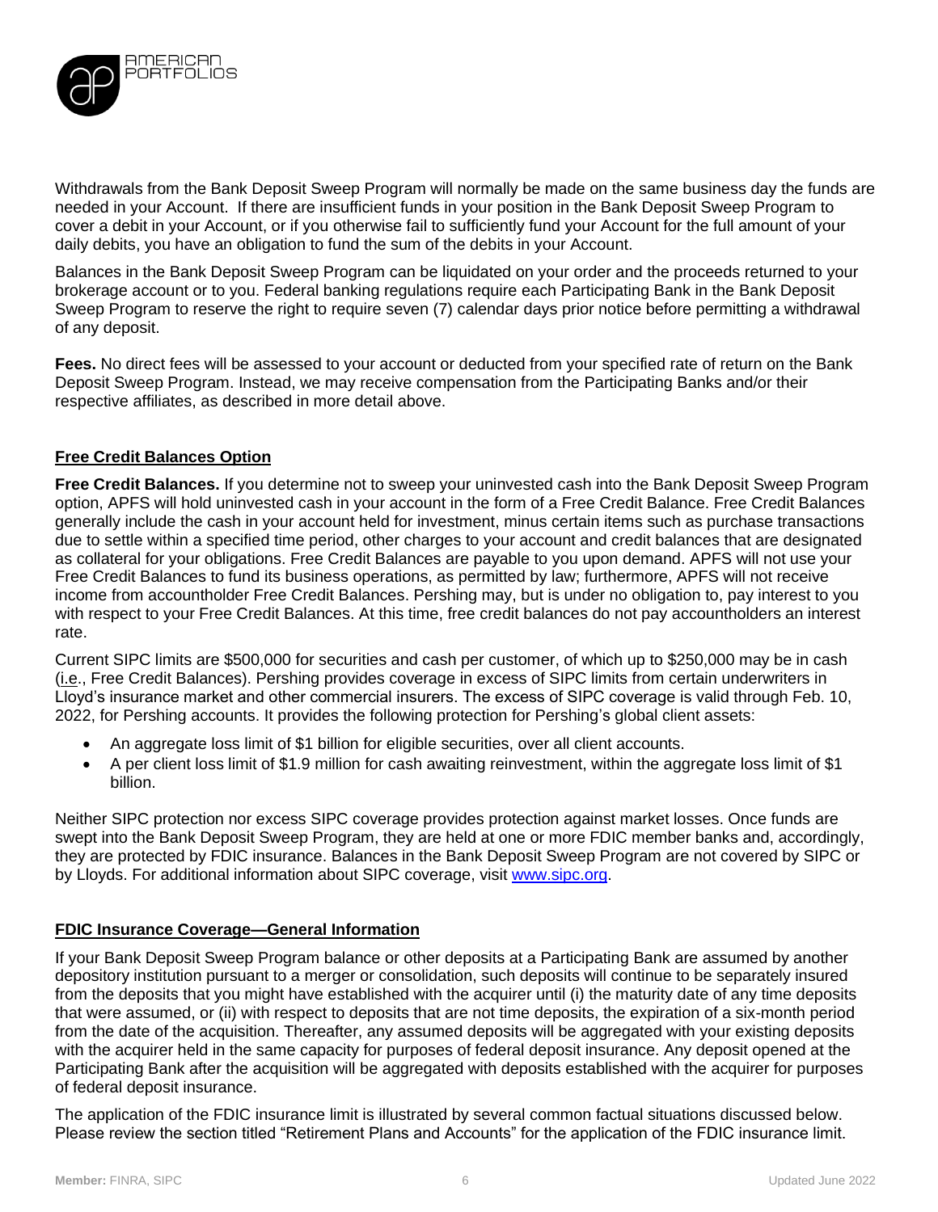Withdrawals from the Bank Deposit Sweep Program will normally be made on the same business day the funds are needed in your Account. If there are insufficient funds in your position in the Bank Deposit Sweep Program to cover a debit in your Account, or if you otherwise fail to sufficiently fund your Account for the full amount of your daily debits, you have an obligation to fund the sum of the debits in your Account.

Balances in the Bank Deposit Sweep Program can be liquidated on your order and the proceeds returned to your brokerage account or to you. Federal banking regulations require each Participating Bank in the Bank Deposit Sweep Program to reserve the right to require seven (7) calendar days prior notice before permitting a withdrawal of any deposit.

**Fees.** No direct fees will be assessed to your account or deducted from your specified rate of return on the Bank Deposit Sweep Program. Instead, we may receive compensation from the Participating Banks and/or their respective affiliates, as described in more detail above.

## Free Credit Balances Option

**Free Credit Balances.** If you determine not to sweep your uninvested cash into the Bank Deposit Sweep Program option, APFS will hold uninvested cash in your account in the form of a Free Credit Balance. Free Credit Balances generally include the cash in your account held for investment, minus certain items such as purchase transactions due to settle within a specified time period, other charges to your account and credit balances that are designated as collateral for your obligations. Free Credit Balances are payable to you upon demand. APFS will not use your Free Credit Balances to fund its business operations, as permitted by law; furthermore, APFS will not receive income from accountholder Free Credit Balances. Pershing may, but is under no obligation to, pay interest to you with respect to your Free Credit Balances. At this time, free credit balances do not pay accountholders an interest rate.

Current SIPC limits are $500,000 for securities and cash per customer, of which up to $250,000 may be in cash (i.e., Free Credit Balances). Pershing provides coverage in excess of SIPC limits from certain underwriters in Lloyd's insurance market and other commercial insurers. The excess of SIPC coverage is valid through Feb. 10, 2022, for Pershing accounts. It provides the following protection for Pershing's global client assets:

- An aggregate loss limit of $1 billion for eligible securities, over all client accounts.
- A per client loss limit of $1.9 million for cash awaiting reinvestment, within the aggregate loss limit of $1 billion.

Neither SIPC protection nor excess SIPC coverage provides protection against market losses. Once funds are swept into the Bank Deposit Sweep Program, they are held at one or more FDIC member banks and, accordingly, they are protected by FDIC insurance. Balances in the Bank Deposit Sweep Program are not covered by SIPC or by Lloyds. For additional information about SIPC coverage, visit www.sipc.org.

## FDIC Insurance Coverage—General Information

If your Bank Deposit Sweep Program balance or other deposits at a Participating Bank are assumed by another depository institution pursuant to a merger or consolidation, such deposits will continue to be separately insured from the deposits that you might have established with the acquirer until (i) the maturity date of any time deposits that were assumed, or (ii) with respect to deposits that are not time deposits, the expiration of a six-month period from the date of the acquisition. Thereafter, any assumed deposits will be aggregated with your existing deposits with the acquirer held in the same capacity for purposes of federal deposit insurance. Any deposit opened at the Participating Bank after the acquisition will be aggregated with deposits established with the acquirer for purposes of federal deposit insurance.

The application of the FDIC insurance limit is illustrated by several common factual situations discussed below. Please review the section titled "Retirement Plans and Accounts" for the application of the FDIC insurance limit.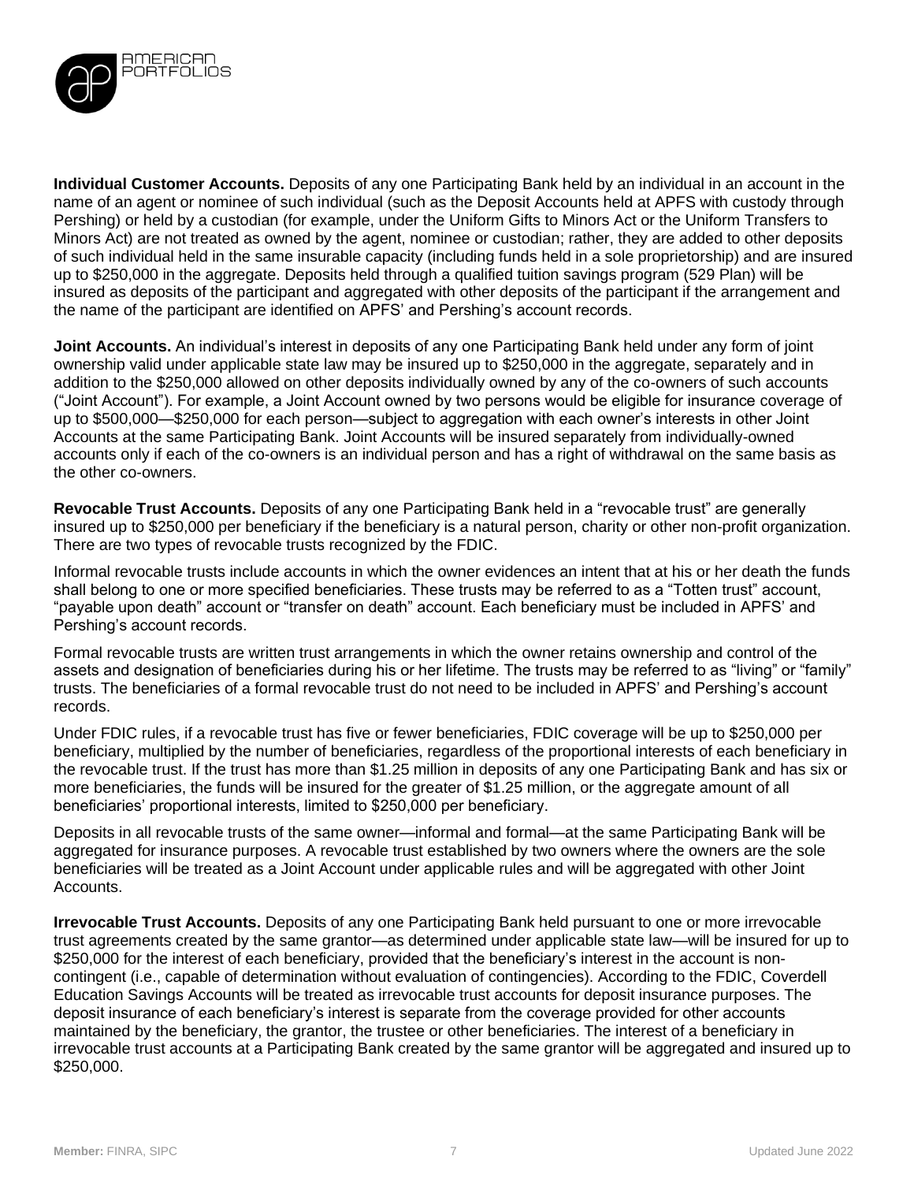**Individual Customer Accounts.** Deposits of any one Participating Bank held by an individual in an account in the name of an agent or nominee of such individual (such as the Deposit Accounts held at APFS with custody through Pershing) or held by a custodian (for example, under the Uniform Gifts to Minors Act or the Uniform Transfers to Minors Act) are not treated as owned by the agent, nominee or custodian; rather, they are added to other deposits of such individual held in the same insurable capacity (including funds held in a sole proprietorship) and are insured up to $250,000 in the aggregate. Deposits held through a qualified tuition savings program (529 Plan) will be insured as deposits of the participant and aggregated with other deposits of the participant if the arrangement and the name of the participant are identified on APFS' and Pershing's account records.

**Joint Accounts.** An individual's interest in deposits of any one Participating Bank held under any form of joint ownership valid under applicable state law may be insured up to $250,000 in the aggregate, separately and in addition to the $250,000 allowed on other deposits individually owned by any of the co-owners of such accounts ("Joint Account"). For example, a Joint Account owned by two persons would be eligible for insurance coverage of up to $500,000—$250,000 for each person—subject to aggregation with each owner's interests in other Joint Accounts at the same Participating Bank. Joint Accounts will be insured separately from individually-owned accounts only if each of the co-owners is an individual person and has a right of withdrawal on the same basis as the other co-owners.

**Revocable Trust Accounts.** Deposits of any one Participating Bank held in a "revocable trust" are generally insured up to $250,000 per beneficiary if the beneficiary is a natural person, charity or other non-profit organization. There are two types of revocable trusts recognized by the FDIC.

Informal revocable trusts include accounts in which the owner evidences an intent that at his or her death the funds shall belong to one or more specified beneficiaries. These trusts may be referred to as a "Totten trust" account, "payable upon death" account or "transfer on death" account. Each beneficiary must be included in APFS' and Pershing's account records.

Formal revocable trusts are written trust arrangements in which the owner retains ownership and control of the assets and designation of beneficiaries during his or her lifetime. The trusts may be referred to as "living" or "family" trusts. The beneficiaries of a formal revocable trust do not need to be included in APFS' and Pershing's account records.

Under FDIC rules, if a revocable trust has five or fewer beneficiaries, FDIC coverage will be up to $250,000 per beneficiary, multiplied by the number of beneficiaries, regardless of the proportional interests of each beneficiary in the revocable trust. If the trust has more than $1.25 million in deposits of any one Participating Bank and has six or more beneficiaries, the funds will be insured for the greater of $1.25 million, or the aggregate amount of all beneficiaries' proportional interests, limited to $250,000 per beneficiary.

Deposits in all revocable trusts of the same owner—informal and formal—at the same Participating Bank will be aggregated for insurance purposes. A revocable trust established by two owners where the owners are the sole beneficiaries will be treated as a Joint Account under applicable rules and will be aggregated with other Joint Accounts.

**Irrevocable Trust Accounts.** Deposits of any one Participating Bank held pursuant to one or more irrevocable trust agreements created by the same grantor—as determined under applicable state law—will be insured for up to $250,000 for the interest of each beneficiary, provided that the beneficiary's interest in the account is non-contingent (i.e., capable of determination without evaluation of contingencies). According to the FDIC, Coverdell Education Savings Accounts will be treated as irrevocable trust accounts for deposit insurance purposes. The deposit insurance of each beneficiary's interest is separate from the coverage provided for other accounts maintained by the beneficiary, the grantor, the trustee or other beneficiaries. The interest of a beneficiary in irrevocable trust accounts at a Participating Bank created by the same grantor will be aggregated and insured up to $250,000.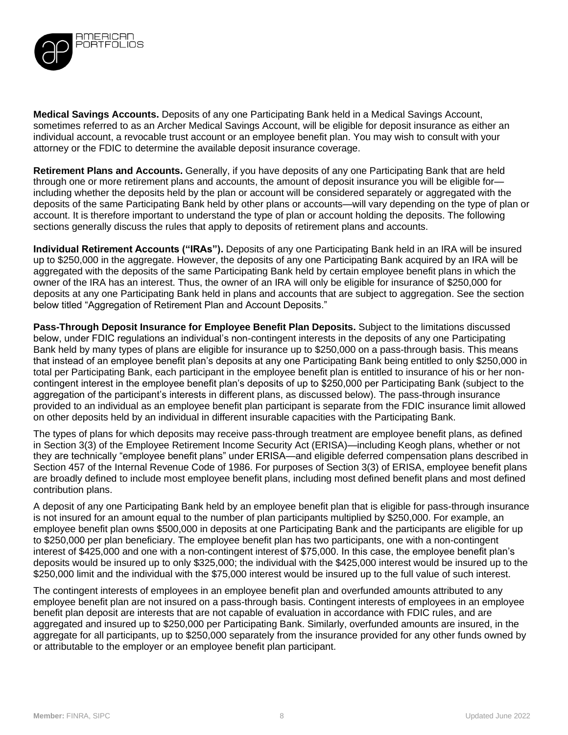**Medical Savings Accounts.** Deposits of any one Participating Bank held in a Medical Savings Account, sometimes referred to as an Archer Medical Savings Account, will be eligible for deposit insurance as either an individual account, a revocable trust account or an employee benefit plan. You may wish to consult with your attorney or the FDIC to determine the available deposit insurance coverage.

**Retirement Plans and Accounts.** Generally, if you have deposits of any one Participating Bank that are held through one or more retirement plans and accounts, the amount of deposit insurance you will be eligible for—including whether the deposits held by the plan or account will be considered separately or aggregated with the deposits of the same Participating Bank held by other plans or accounts—will vary depending on the type of plan or account. It is therefore important to understand the type of plan or account holding the deposits. The following sections generally discuss the rules that apply to deposits of retirement plans and accounts.

**Individual Retirement Accounts ("IRAs").** Deposits of any one Participating Bank held in an IRA will be insured up to $250,000 in the aggregate. However, the deposits of any one Participating Bank acquired by an IRA will be aggregated with the deposits of the same Participating Bank held by certain employee benefit plans in which the owner of the IRA has an interest. Thus, the owner of an IRA will only be eligible for insurance of $250,000 for deposits at any one Participating Bank held in plans and accounts that are subject to aggregation. See the section below titled "Aggregation of Retirement Plan and Account Deposits."

**Pass-Through Deposit Insurance for Employee Benefit Plan Deposits.** Subject to the limitations discussed below, under FDIC regulations an individual's non-contingent interests in the deposits of any one Participating Bank held by many types of plans are eligible for insurance up to $250,000 on a pass-through basis. This means that instead of an employee benefit plan's deposits at any one Participating Bank being entitled to only $250,000 in total per Participating Bank, each participant in the employee benefit plan is entitled to insurance of his or her non-contingent interest in the employee benefit plan's deposits of up to $250,000 per Participating Bank (subject to the aggregation of the participant's interests in different plans, as discussed below). The pass-through insurance provided to an individual as an employee benefit plan participant is separate from the FDIC insurance limit allowed on other deposits held by an individual in different insurable capacities with the Participating Bank.

The types of plans for which deposits may receive pass-through treatment are employee benefit plans, as defined in Section 3(3) of the Employee Retirement Income Security Act (ERISA)—including Keogh plans, whether or not they are technically "employee benefit plans" under ERISA—and eligible deferred compensation plans described in Section 457 of the Internal Revenue Code of 1986. For purposes of Section 3(3) of ERISA, employee benefit plans are broadly defined to include most employee benefit plans, including most defined benefit plans and most defined contribution plans.

A deposit of any one Participating Bank held by an employee benefit plan that is eligible for pass-through insurance is not insured for an amount equal to the number of plan participants multiplied by $250,000. For example, an employee benefit plan owns $500,000 in deposits at one Participating Bank and the participants are eligible for up to $250,000 per plan beneficiary. The employee benefit plan has two participants, one with a non-contingent interest of $425,000 and one with a non-contingent interest of $75,000. In this case, the employee benefit plan's deposits would be insured up to only $325,000; the individual with the $425,000 interest would be insured up to the $250,000 limit and the individual with the $75,000 interest would be insured up to the full value of such interest.

The contingent interests of employees in an employee benefit plan and overfunded amounts attributed to any employee benefit plan are not insured on a pass-through basis. Contingent interests of employees in an employee benefit plan deposit are interests that are not capable of evaluation in accordance with FDIC rules, and are aggregated and insured up to $250,000 per Participating Bank. Similarly, overfunded amounts are insured, in the aggregate for all participants, up to $250,000 separately from the insurance provided for any other funds owned by or attributable to the employer or an employee benefit plan participant.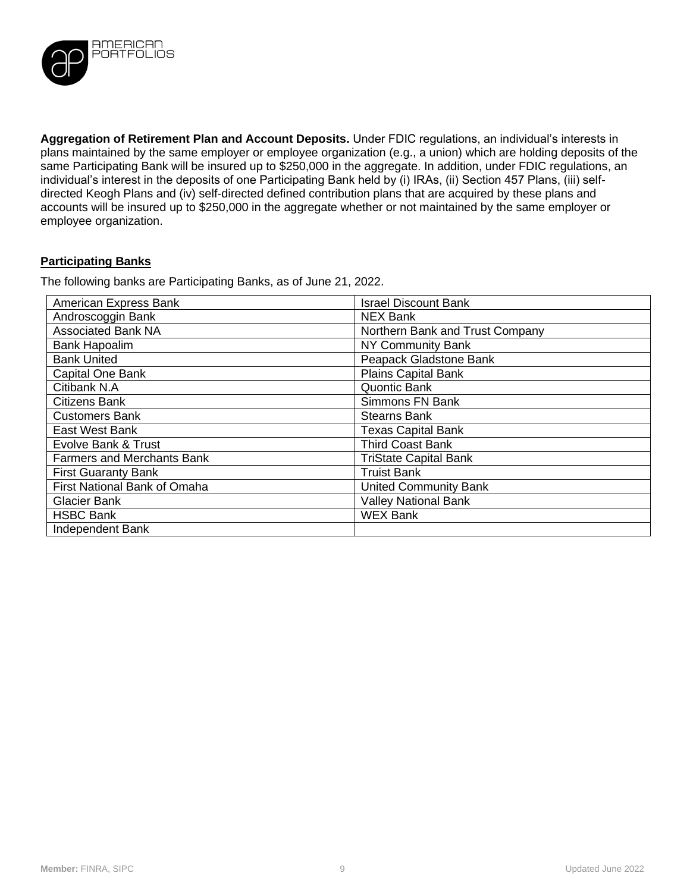**Aggregation of Retirement Plan and Account Deposits.** Under FDIC regulations, an individual's interests in plans maintained by the same employer or employee organization (e.g., a union) which are holding deposits of the same Participating Bank will be insured up to $250,000 in the aggregate. In addition, under FDIC regulations, an individual's interest in the deposits of one Participating Bank held by (i) IRAs, (ii) Section 457 Plans, (iii) self-directed Keogh Plans and (iv) self-directed defined contribution plans that are acquired by these plans and accounts will be insured up to $250,000 in the aggregate whether or not maintained by the same employer or employee organization.

## Participating Banks

The following banks are Participating Banks, as of June 21, 2022.

| | |
|---|---|
| American Express Bank | Israel Discount Bank |
| Androscoggin Bank | NEX Bank |
| Associated Bank NA | Northern Bank and Trust Company |
| Bank Hapoalim | NY Community Bank |
| Bank United | Peapack Gladstone Bank |
| Capital One Bank | Plains Capital Bank |
| Citibank N.A | Quontic Bank |
| Citizens Bank | Simmons FN Bank |
| Customers Bank | Stearns Bank |
| East West Bank | Texas Capital Bank |
| Evolve Bank & Trust | Third Coast Bank |
| Farmers and Merchants Bank | TriState Capital Bank |
| First Guaranty Bank | Truist Bank |
| First National Bank of Omaha | United Community Bank |
| Glacier Bank | Valley National Bank |
| HSBC Bank | WEX Bank |
| Independent Bank | |